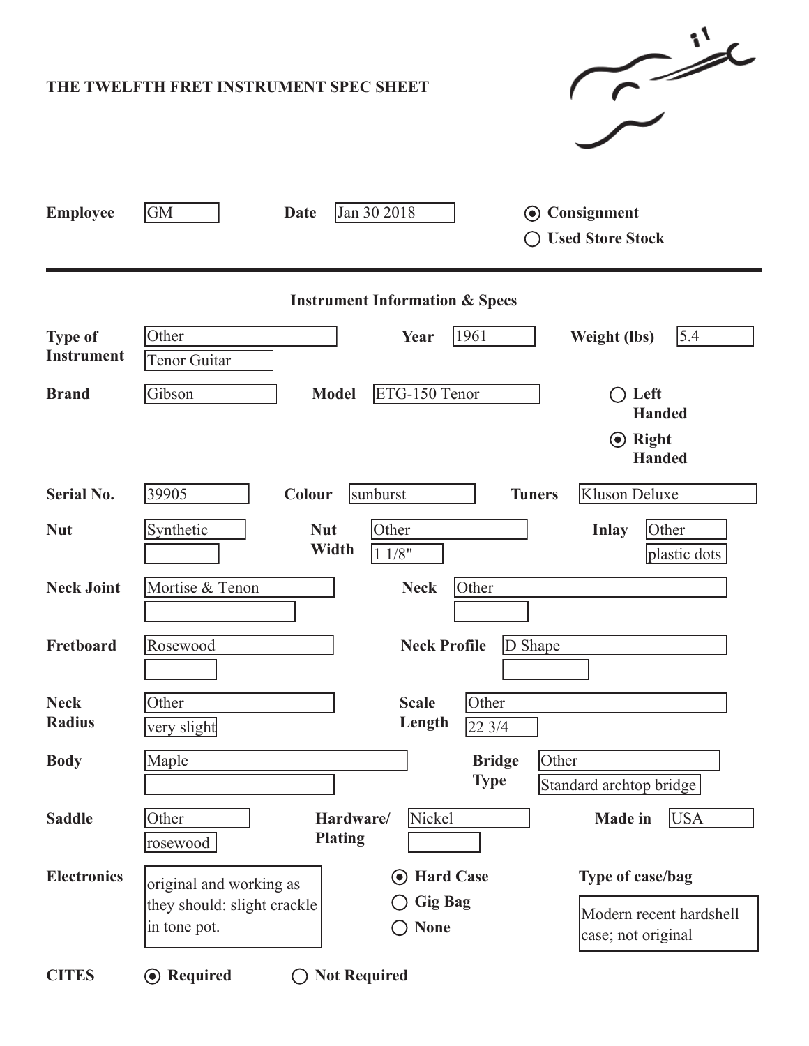**THE TWELFTH FRET INSTRUMENT SPEC SHEET**

**Employee** GM **Date** Jan 30 2018

- (●) **Consignment**
- ( ) **Used Store Stock**

---

**Instrument Information & Specs**

| Field | Value |
|---|---|
| **Type of Instrument** | Other / Tenor Guitar |
| **Year** | 1961 |
| **Weight (lbs)** | 5.4 |
| **Brand** | Gibson |
| **Model** | ETG-150 Tenor |
| **Left Handed** | ( ) |
| **Right Handed** | (●) |
| **Serial No.** | 39905 |
| **Colour** | sunburst |
| **Tuners** | Kluson Deluxe |
| **Nut** | Synthetic |
| **Nut Width** | Other / 1 1/8" |
| **Inlay** | Other / plastic dots |
| **Neck Joint** | Mortise & Tenon |
| **Neck** | Other |
| **Fretboard** | Rosewood |
| **Neck Profile** | D Shape |
| **Neck Radius** | Other / very slight |
| **Scale Length** | Other / 22 3/4 |
| **Body** | Maple |
| **Bridge Type** | Other / Standard archtop bridge |
| **Saddle** | Other / rosewood |
| **Hardware/ Plating** | Nickel |
| **Made in** | USA |
| **Electronics** | original and working as they should: slight crackle in tone pot. |

- (●) **Hard Case**
- ( ) **Gig Bag**
- ( ) **None**

**Type of case/bag**: Modern recent hardshell case; not original

**CITES** (●) **Required** ( ) **Not Required**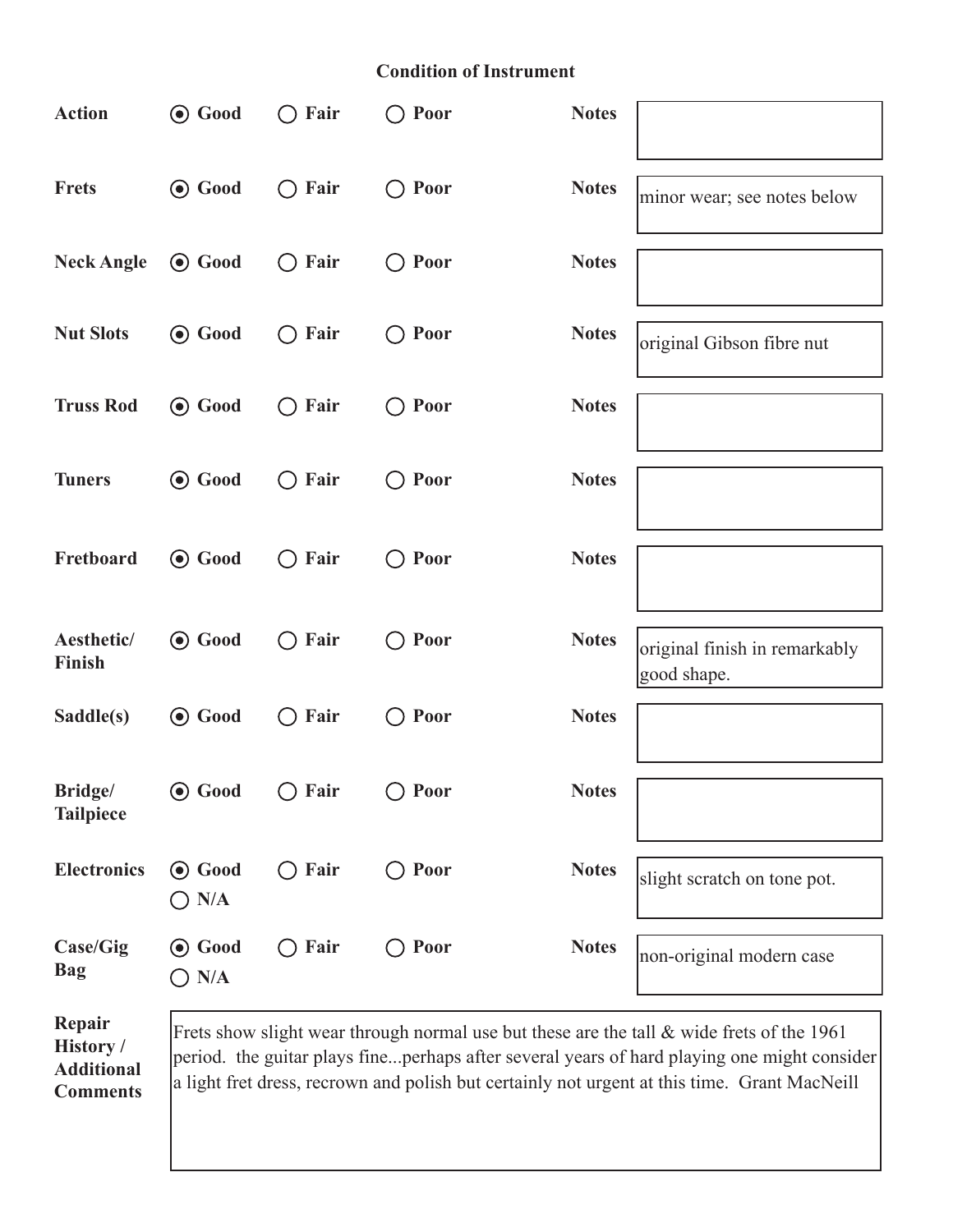## Condition of Instrument

| Item | Good | Fair | Poor | Notes |
| --- | --- | --- | --- | --- |
| **Action** | ◉ Good | ○ Fair | ○ Poor | |
| **Frets** | ◉ Good | ○ Fair | ○ Poor | minor wear; see notes below |
| **Neck Angle** | ◉ Good | ○ Fair | ○ Poor | |
| **Nut Slots** | ◉ Good | ○ Fair | ○ Poor | original Gibson fibre nut |
| **Truss Rod** | ◉ Good | ○ Fair | ○ Poor | |
| **Tuners** | ◉ Good | ○ Fair | ○ Poor | |
| **Fretboard** | ◉ Good | ○ Fair | ○ Poor | |
| **Aesthetic/ Finish** | ◉ Good | ○ Fair | ○ Poor | original finish in remarkably good shape. |
| **Saddle(s)** | ◉ Good | ○ Fair | ○ Poor | |
| **Bridge/ Tailpiece** | ◉ Good | ○ Fair | ○ Poor | |
| **Electronics** | ◉ Good ○ N/A | ○ Fair | ○ Poor | slight scratch on tone pot. |
| **Case/Gig Bag** | ◉ Good ○ N/A | ○ Fair | ○ Poor | non-original modern case |

**Repair History / Additional Comments**

Frets show slight wear through normal use but these are the tall & wide frets of the 1961 period. the guitar plays fine...perhaps after several years of hard playing one might consider a light fret dress, recrown and polish but certainly not urgent at this time. Grant MacNeill